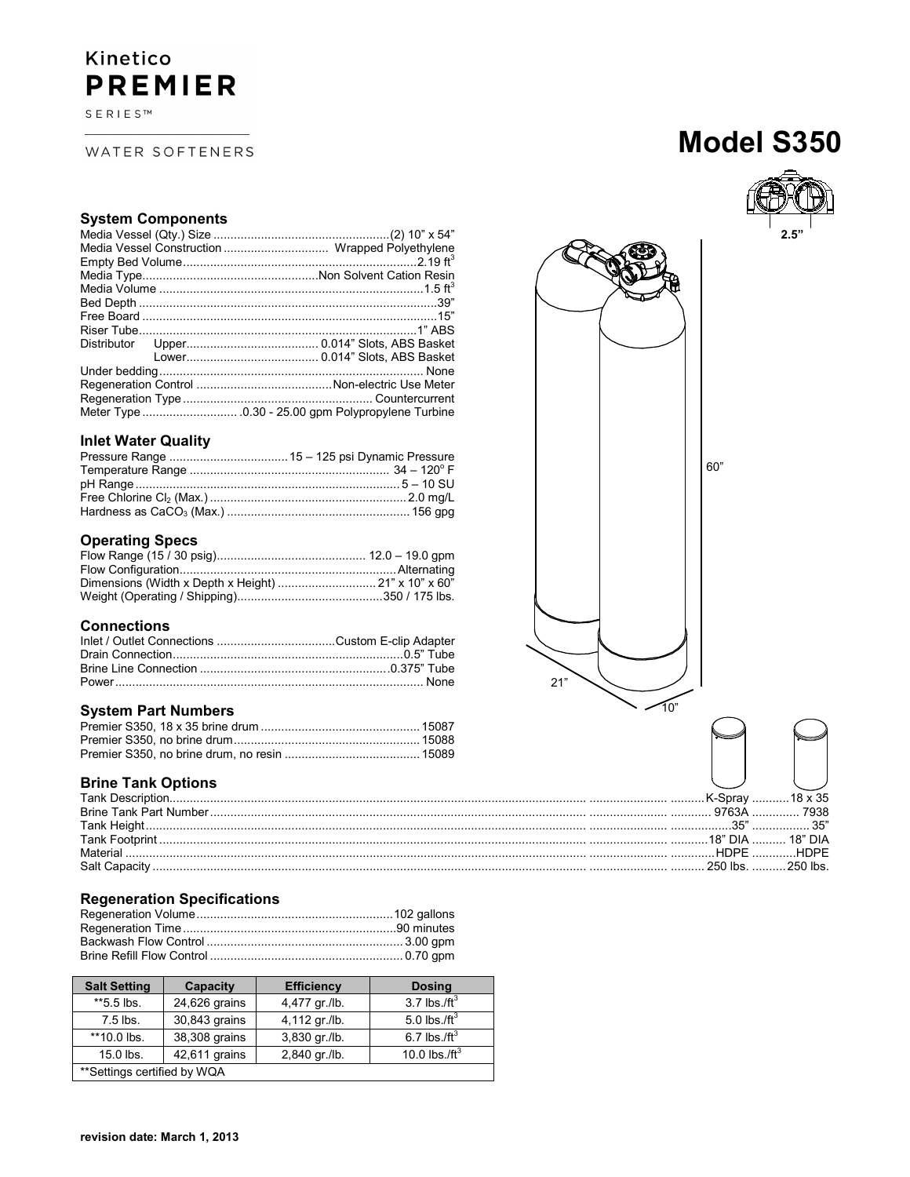Kinetico **PREMIER** SERIES™

WATER SOFTENERS

# Model S350

## System Components

| | |
|---|---|
| Media Vessel (Qty.) Size | (2) 10" x 54" |
| Media Vessel Construction | Wrapped Polyethylene |
| Empty Bed Volume | 2.19 $ft^3$ |
| Media Type | Non Solvent Cation Resin |
| Media Volume | 1.5 $ft^3$ |
| Bed Depth | 39" |
| Free Board | 15" |
| Riser Tube | 1" ABS |
| Distributor Upper | 0.014" Slots, ABS Basket |
| Distributor Lower | 0.014" Slots, ABS Basket |
| Under bedding | None |
| Regeneration Control | Non-electric Use Meter |
| Regeneration Type | Countercurrent |
| Meter Type | .0.30 - 25.00 gpm Polypropylene Turbine |

## Inlet Water Quality

| | |
|---|---|
| Pressure Range | 15 – 125 psi Dynamic Pressure |
| Temperature Range | 34 – 120° F |
| pH Range | 5 – 10 SU |
| Free Chlorine $Cl_2$ (Max.) | 2.0 mg/L |
| Hardness as $CaCO_3$ (Max.) | 156 gpg |

## Operating Specs

| | |
|---|---|
| Flow Range (15 / 30 psig) | 12.0 – 19.0 gpm |
| Flow Configuration | Alternating |
| Dimensions (Width x Depth x Height) | 21" x 10" x 60" |
| Weight (Operating / Shipping) | 350 / 175 lbs. |

## Connections

| | |
|---|---|
| Inlet / Outlet Connections | Custom E-clip Adapter |
| Drain Connection | 0.5" Tube |
| Brine Line Connection | 0.375" Tube |
| Power | None |

## System Part Numbers

| | |
|---|---|
| Premier S350, 18 x 35 brine drum | 15087 |
| Premier S350, no brine drum | 15088 |
| Premier S350, no brine drum, no resin | 15089 |

2.5"

60"

21"

10"

## Brine Tank Options

| | | |
|---|---|---|
| Tank Description | K-Spray | 18 x 35 |
| Brine Tank Part Number | 9763A | 7938 |
| Tank Height | 35" | 35" |
| Tank Footprint | 18" DIA | 18" DIA |
| Material | HDPE | HDPE |
| Salt Capacity | 250 lbs. | 250 lbs. |

## Regeneration Specifications

| | |
|---|---|
| Regeneration Volume | 102 gallons |
| Regeneration Time | 90 minutes |
| Backwash Flow Control | 3.00 gpm |
| Brine Refill Flow Control | 0.70 gpm |

| Salt Setting | Capacity | Efficiency | Dosing |
|---|---|---|---|
| **5.5 lbs. | 24,626 grains | 4,477 gr./lb. | 3.7 lbs./$ft^3$ |
| 7.5 lbs. | 30,843 grains | 4,112 gr./lb. | 5.0 lbs./$ft^3$ |
| **10.0 lbs. | 38,308 grains | 3,830 gr./lb. | 6.7 lbs./$ft^3$ |
| 15.0 lbs. | 42,611 grains | 2,840 gr./lb. | 10.0 lbs./$ft^3$ |
| **Settings certified by WQA | | | |

**revision date: March 1, 2013**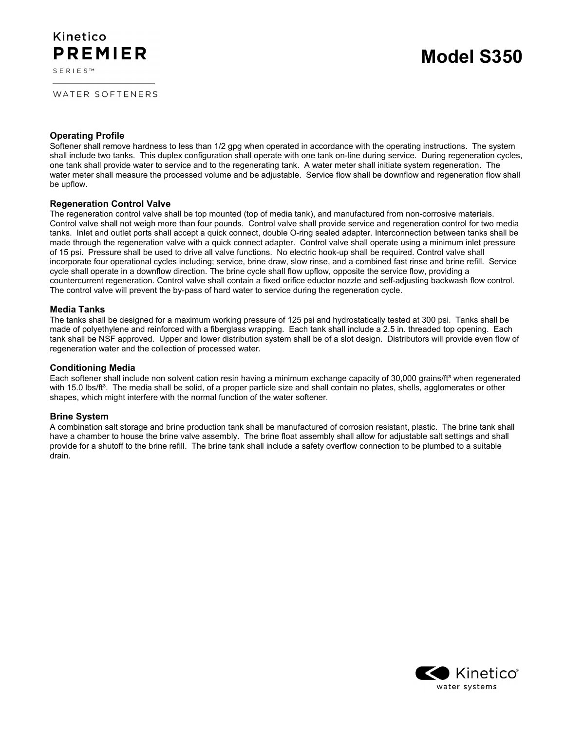Kinetico
**PREMIER**
SERIES™

WATER SOFTENERS

# Model S350

### Operating Profile

Softener shall remove hardness to less than 1/2 gpg when operated in accordance with the operating instructions. The system shall include two tanks. This duplex configuration shall operate with one tank on-line during service. During regeneration cycles, one tank shall provide water to service and to the regenerating tank. A water meter shall initiate system regeneration. The water meter shall measure the processed volume and be adjustable. Service flow shall be downflow and regeneration flow shall be upflow.

### Regeneration Control Valve

The regeneration control valve shall be top mounted (top of media tank), and manufactured from non-corrosive materials. Control valve shall not weigh more than four pounds. Control valve shall provide service and regeneration control for two media tanks. Inlet and outlet ports shall accept a quick connect, double O-ring sealed adapter. Interconnection between tanks shall be made through the regeneration valve with a quick connect adapter. Control valve shall operate using a minimum inlet pressure of 15 psi. Pressure shall be used to drive all valve functions. No electric hook-up shall be required. Control valve shall incorporate four operational cycles including; service, brine draw, slow rinse, and a combined fast rinse and brine refill. Service cycle shall operate in a downflow direction. The brine cycle shall flow upflow, opposite the service flow, providing a countercurrent regeneration. Control valve shall contain a fixed orifice eductor nozzle and self-adjusting backwash flow control. The control valve will prevent the by-pass of hard water to service during the regeneration cycle.

### Media Tanks

The tanks shall be designed for a maximum working pressure of 125 psi and hydrostatically tested at 300 psi. Tanks shall be made of polyethylene and reinforced with a fiberglass wrapping. Each tank shall include a 2.5 in. threaded top opening. Each tank shall be NSF approved. Upper and lower distribution system shall be of a slot design. Distributors will provide even flow of regeneration water and the collection of processed water.

### Conditioning Media

Each softener shall include non solvent cation resin having a minimum exchange capacity of 30,000 grains/ft$^3$ when regenerated with 15.0 lbs/ft$^3$. The media shall be solid, of a proper particle size and shall contain no plates, shells, agglomerates or other shapes, which might interfere with the normal function of the water softener.

### Brine System

A combination salt storage and brine production tank shall be manufactured of corrosion resistant, plastic. The brine tank shall have a chamber to house the brine valve assembly. The brine float assembly shall allow for adjustable salt settings and shall provide for a shutoff to the brine refill. The brine tank shall include a safety overflow connection to be plumbed to a suitable drain.

Kinetico® water systems